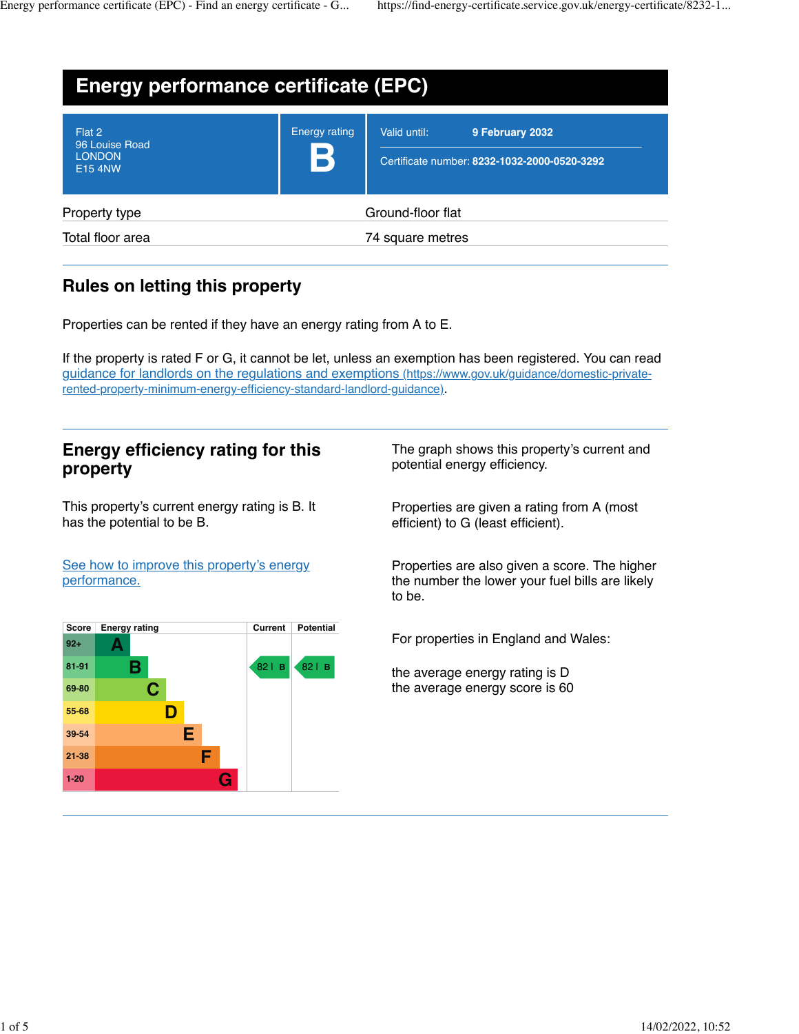# Energy performance certificate (EPC)

Flat 2
96 Louise Road
LONDON
E15 4NW

Energy rating
**B**

Valid until: **9 February 2032**

Certificate number: **8232-1032-2000-0520-3292**

| | |
|---|---|
| Property type | Ground-floor flat |
| Total floor area | 74 square metres |

## Rules on letting this property

Properties can be rented if they have an energy rating from A to E.

If the property is rated F or G, it cannot be let, unless an exemption has been registered. You can read guidance for landlords on the regulations and exemptions (https://www.gov.uk/guidance/domestic-private-rented-property-minimum-energy-efficiency-standard-landlord-guidance).

## Energy efficiency rating for this property

This property's current energy rating is B. It has the potential to be B.

See how to improve this property's energy performance.

| Score | Energy rating | Current | Potential |
|---|---|---|---|
| 92+ | A | | |
| 81-91 | B | 82 B | 82 B |
| 69-80 | C | | |
| 55-68 | D | | |
| 39-54 | E | | |
| 21-38 | F | | |
| 1-20 | G | | |

The graph shows this property's current and potential energy efficiency.

Properties are given a rating from A (most efficient) to G (least efficient).

Properties are also given a score. The higher the number the lower your fuel bills are likely to be.

For properties in England and Wales:

the average energy rating is D
the average energy score is 60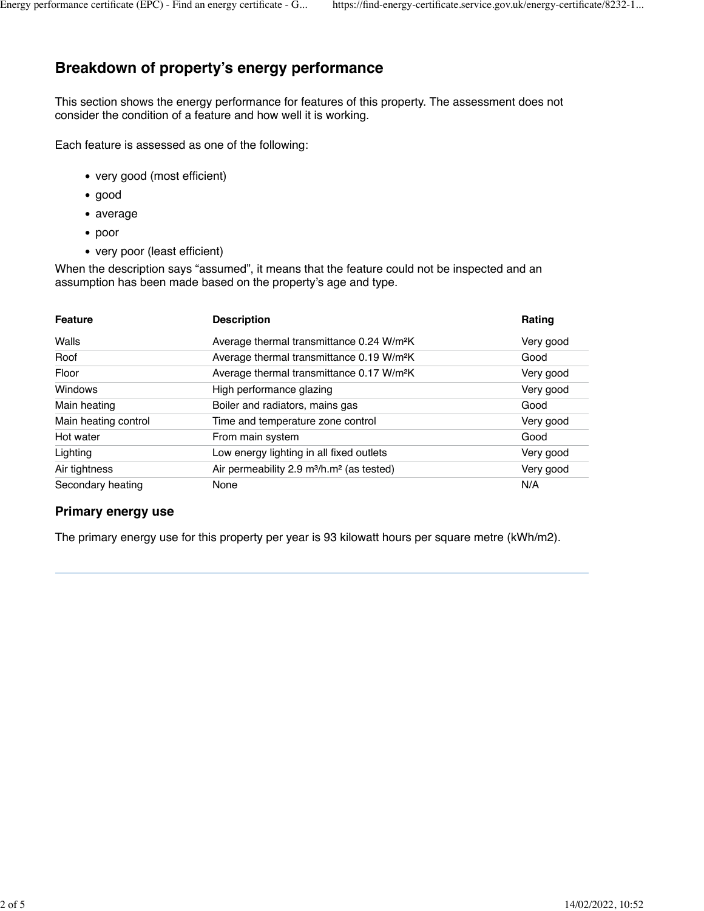## Breakdown of property’s energy performance

This section shows the energy performance for features of this property. The assessment does not consider the condition of a feature and how well it is working.

Each feature is assessed as one of the following:

- very good (most efficient)
- good
- average
- poor
- very poor (least efficient)

When the description says “assumed”, it means that the feature could not be inspected and an assumption has been made based on the property’s age and type.

| Feature | Description | Rating |
|---|---|---|
| Walls | Average thermal transmittance 0.24 W/m²K | Very good |
| Roof | Average thermal transmittance 0.19 W/m²K | Good |
| Floor | Average thermal transmittance 0.17 W/m²K | Very good |
| Windows | High performance glazing | Very good |
| Main heating | Boiler and radiators, mains gas | Good |
| Main heating control | Time and temperature zone control | Very good |
| Hot water | From main system | Good |
| Lighting | Low energy lighting in all fixed outlets | Very good |
| Air tightness | Air permeability 2.9 m³/h.m² (as tested) | Very good |
| Secondary heating | None | N/A |

### Primary energy use

The primary energy use for this property per year is 93 kilowatt hours per square metre (kWh/m2).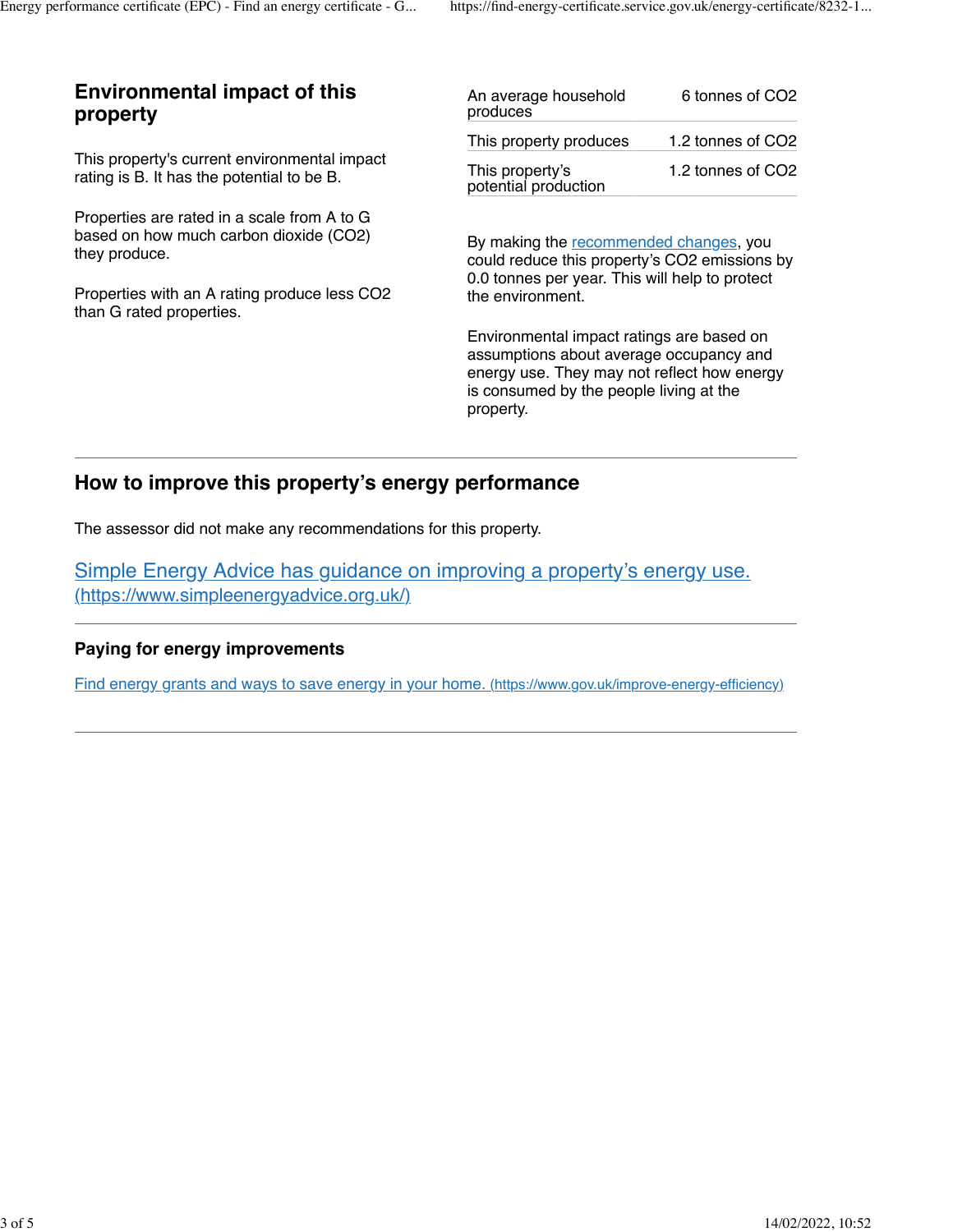## Environmental impact of this property

This property's current environmental impact rating is B. It has the potential to be B.

Properties are rated in a scale from A to G based on how much carbon dioxide ($CO_2$) they produce.

Properties with an A rating produce less $CO_2$ than G rated properties.

| | |
|---|---|
| An average household produces | 6 tonnes of $CO_2$ |
| This property produces | 1.2 tonnes of $CO_2$ |
| This property's potential production | 1.2 tonnes of $CO_2$ |

By making the [recommended changes](), you could reduce this property's $CO_2$ emissions by 0.0 tonnes per year. This will help to protect the environment.

Environmental impact ratings are based on assumptions about average occupancy and energy use. They may not reflect how energy is consumed by the people living at the property.

## How to improve this property's energy performance

The assessor did not make any recommendations for this property.

[Simple Energy Advice has guidance on improving a property's energy use. (https://www.simpleenergyadvice.org.uk/)](https://www.simpleenergyadvice.org.uk/)

### Paying for energy improvements

[Find energy grants and ways to save energy in your home. (https://www.gov.uk/improve-energy-efficiency)](https://www.gov.uk/improve-energy-efficiency)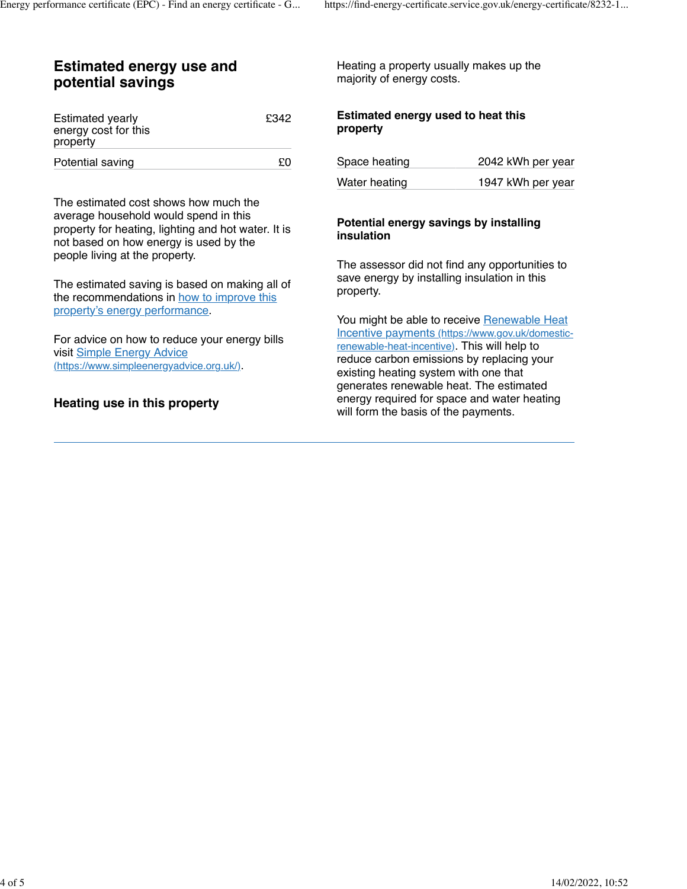## Estimated energy use and potential savings

| | |
|---|---|
| Estimated yearly energy cost for this property | £342 |
| Potential saving | £0 |

The estimated cost shows how much the average household would spend in this property for heating, lighting and hot water. It is not based on how energy is used by the people living at the property.

The estimated saving is based on making all of the recommendations in [how to improve this property's energy performance].

For advice on how to reduce your energy bills visit [Simple Energy Advice (https://www.simpleenergyadvice.org.uk/)].

## Heating use in this property

Heating a property usually makes up the majority of energy costs.

### Estimated energy used to heat this property

| | |
|---|---|
| Space heating | 2042 kWh per year |
| Water heating | 1947 kWh per year |

### Potential energy savings by installing insulation

The assessor did not find any opportunities to save energy by installing insulation in this property.

You might be able to receive [Renewable Heat Incentive payments (https://www.gov.uk/domestic-renewable-heat-incentive)]. This will help to reduce carbon emissions by replacing your existing heating system with one that generates renewable heat. The estimated energy required for space and water heating will form the basis of the payments.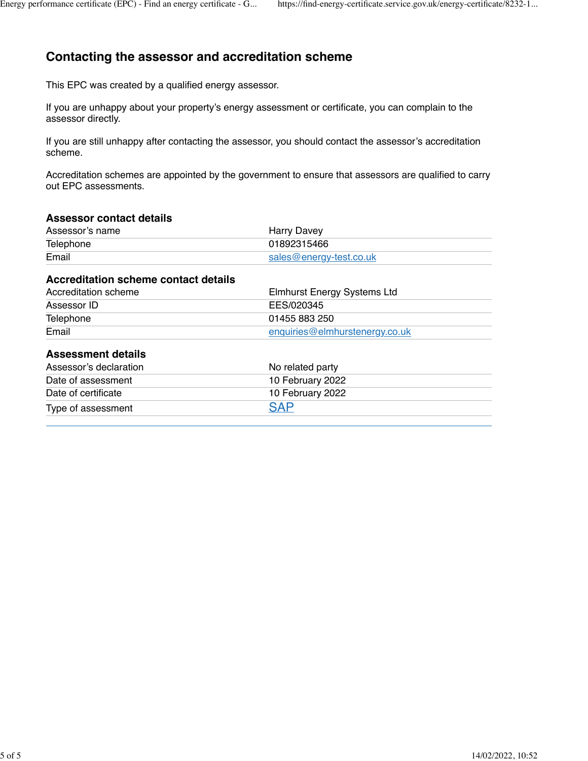## Contacting the assessor and accreditation scheme

This EPC was created by a qualified energy assessor.

If you are unhappy about your property's energy assessment or certificate, you can complain to the assessor directly.

If you are still unhappy after contacting the assessor, you should contact the assessor's accreditation scheme.

Accreditation schemes are appointed by the government to ensure that assessors are qualified to carry out EPC assessments.

### Assessor contact details

| | |
|---|---|
| Assessor's name | Harry Davey |
| Telephone | 01892315466 |
| Email | sales@energy-test.co.uk |

### Accreditation scheme contact details

| | |
|---|---|
| Accreditation scheme | Elmhurst Energy Systems Ltd |
| Assessor ID | EES/020345 |
| Telephone | 01455 883 250 |
| Email | enquiries@elmhurstenergy.co.uk |

### Assessment details

| | |
|---|---|
| Assessor's declaration | No related party |
| Date of assessment | 10 February 2022 |
| Date of certificate | 10 February 2022 |
| Type of assessment | SAP |